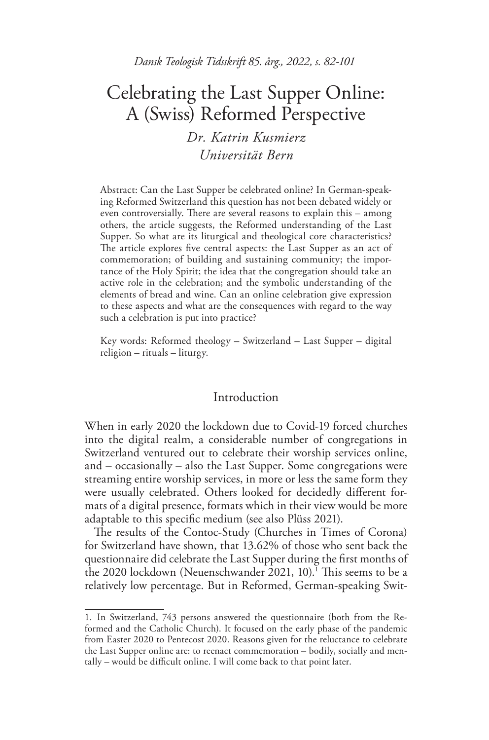# Celebrating the Last Supper Online: A (Swiss) Reformed Perspective

*Dr. Katrin Kusmierz*
*Universität Bern*

Abstract: Can the Last Supper be celebrated online? In German-speaking Reformed Switzerland this question has not been debated widely or even controversially. There are several reasons to explain this – among others, the article suggests, the Reformed understanding of the Last Supper. So what are its liturgical and theological core characteristics? The article explores five central aspects: the Last Supper as an act of commemoration; of building and sustaining community; the importance of the Holy Spirit; the idea that the congregation should take an active role in the celebration; and the symbolic understanding of the elements of bread and wine. Can an online celebration give expression to these aspects and what are the consequences with regard to the way such a celebration is put into practice?

Key words: Reformed theology – Switzerland – Last Supper – digital religion – rituals – liturgy.

## Introduction

When in early 2020 the lockdown due to Covid-19 forced churches into the digital realm, a considerable number of congregations in Switzerland ventured out to celebrate their worship services online, and – occasionally – also the Last Supper. Some congregations were streaming entire worship services, in more or less the same form they were usually celebrated. Others looked for decidedly different formats of a digital presence, formats which in their view would be more adaptable to this specific medium (see also Plüss 2021).

The results of the Contoc-Study (Churches in Times of Corona) for Switzerland have shown, that 13.62% of those who sent back the questionnaire did celebrate the Last Supper during the first months of the 2020 lockdown (Neuenschwander 2021, 10).[1] This seems to be a relatively low percentage. But in Reformed, German-speaking Swit-

1. In Switzerland, 743 persons answered the questionnaire (both from the Reformed and the Catholic Church). It focused on the early phase of the pandemic from Easter 2020 to Pentecost 2020. Reasons given for the reluctance to celebrate the Last Supper online are: to reenact commemoration – bodily, socially and mentally – would be difficult online. I will come back to that point later.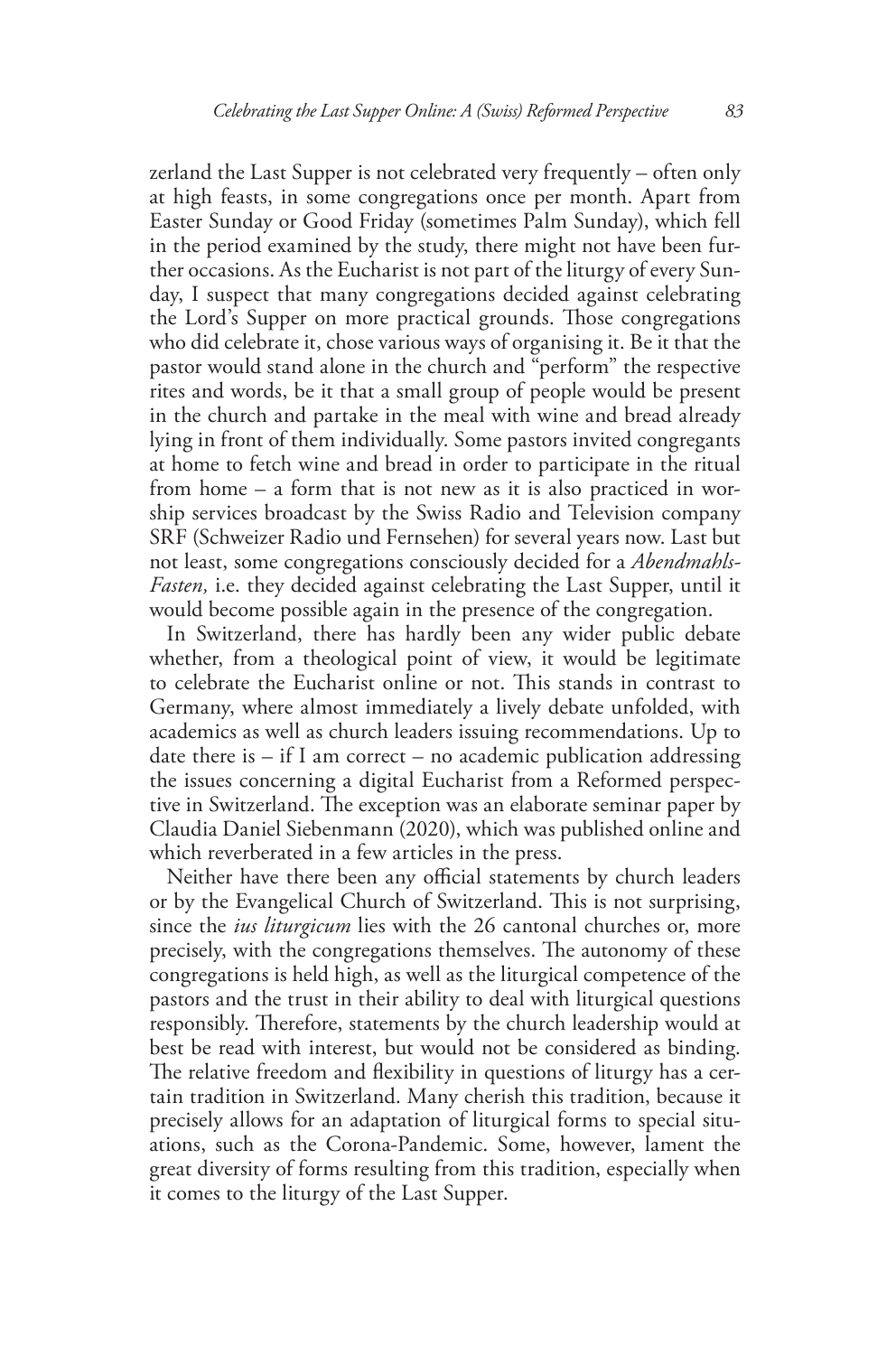zerland the Last Supper is not celebrated very frequently – often only at high feasts, in some congregations once per month. Apart from Easter Sunday or Good Friday (sometimes Palm Sunday), which fell in the period examined by the study, there might not have been further occasions. As the Eucharist is not part of the liturgy of every Sunday, I suspect that many congregations decided against celebrating the Lord's Supper on more practical grounds. Those congregations who did celebrate it, chose various ways of organising it. Be it that the pastor would stand alone in the church and "perform" the respective rites and words, be it that a small group of people would be present in the church and partake in the meal with wine and bread already lying in front of them individually. Some pastors invited congregants at home to fetch wine and bread in order to participate in the ritual from home – a form that is not new as it is also practiced in worship services broadcast by the Swiss Radio and Television company SRF (Schweizer Radio und Fernsehen) for several years now. Last but not least, some congregations consciously decided for a *Abendmahls-Fasten,* i.e. they decided against celebrating the Last Supper, until it would become possible again in the presence of the congregation.

In Switzerland, there has hardly been any wider public debate whether, from a theological point of view, it would be legitimate to celebrate the Eucharist online or not. This stands in contrast to Germany, where almost immediately a lively debate unfolded, with academics as well as church leaders issuing recommendations. Up to date there is – if I am correct – no academic publication addressing the issues concerning a digital Eucharist from a Reformed perspective in Switzerland. The exception was an elaborate seminar paper by Claudia Daniel Siebenmann (2020), which was published online and which reverberated in a few articles in the press.

Neither have there been any official statements by church leaders or by the Evangelical Church of Switzerland. This is not surprising, since the *ius liturgicum* lies with the 26 cantonal churches or, more precisely, with the congregations themselves. The autonomy of these congregations is held high, as well as the liturgical competence of the pastors and the trust in their ability to deal with liturgical questions responsibly. Therefore, statements by the church leadership would at best be read with interest, but would not be considered as binding. The relative freedom and flexibility in questions of liturgy has a certain tradition in Switzerland. Many cherish this tradition, because it precisely allows for an adaptation of liturgical forms to special situations, such as the Corona-Pandemic. Some, however, lament the great diversity of forms resulting from this tradition, especially when it comes to the liturgy of the Last Supper.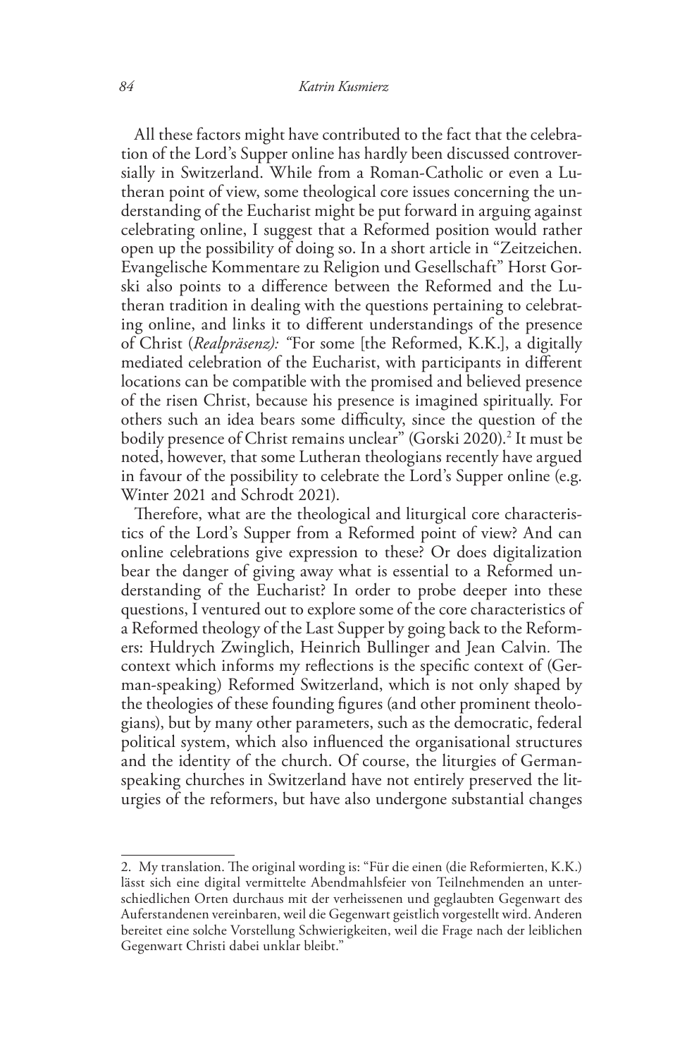All these factors might have contributed to the fact that the celebration of the Lord's Supper online has hardly been discussed controversially in Switzerland. While from a Roman-Catholic or even a Lutheran point of view, some theological core issues concerning the understanding of the Eucharist might be put forward in arguing against celebrating online, I suggest that a Reformed position would rather open up the possibility of doing so. In a short article in "Zeitzeichen. Evangelische Kommentare zu Religion und Gesellschaft" Horst Gorski also points to a difference between the Reformed and the Lutheran tradition in dealing with the questions pertaining to celebrating online, and links it to different understandings of the presence of Christ (*Realpräsenz):* "For some [the Reformed, K.K.], a digitally mediated celebration of the Eucharist, with participants in different locations can be compatible with the promised and believed presence of the risen Christ, because his presence is imagined spiritually. For others such an idea bears some difficulty, since the question of the bodily presence of Christ remains unclear" (Gorski 2020).[2] It must be noted, however, that some Lutheran theologians recently have argued in favour of the possibility to celebrate the Lord's Supper online (e.g. Winter 2021 and Schrodt 2021).

Therefore, what are the theological and liturgical core characteristics of the Lord's Supper from a Reformed point of view? And can online celebrations give expression to these? Or does digitalization bear the danger of giving away what is essential to a Reformed understanding of the Eucharist? In order to probe deeper into these questions, I ventured out to explore some of the core characteristics of a Reformed theology of the Last Supper by going back to the Reformers: Huldrych Zwinglich, Heinrich Bullinger and Jean Calvin. The context which informs my reflections is the specific context of (German-speaking) Reformed Switzerland, which is not only shaped by the theologies of these founding figures (and other prominent theologians), but by many other parameters, such as the democratic, federal political system, which also influenced the organisational structures and the identity of the church. Of course, the liturgies of German-speaking churches in Switzerland have not entirely preserved the liturgies of the reformers, but have also undergone substantial changes

2. My translation. The original wording is: "Für die einen (die Reformierten, K.K.) lässt sich eine digital vermittelte Abendmahlsfeier von Teilnehmenden an unterschiedlichen Orten durchaus mit der verheissenen und geglaubten Gegenwart des Auferstandenen vereinbaren, weil die Gegenwart geistlich vorgestellt wird. Anderen bereitet eine solche Vorstellung Schwierigkeiten, weil die Frage nach der leiblichen Gegenwart Christi dabei unklar bleibt."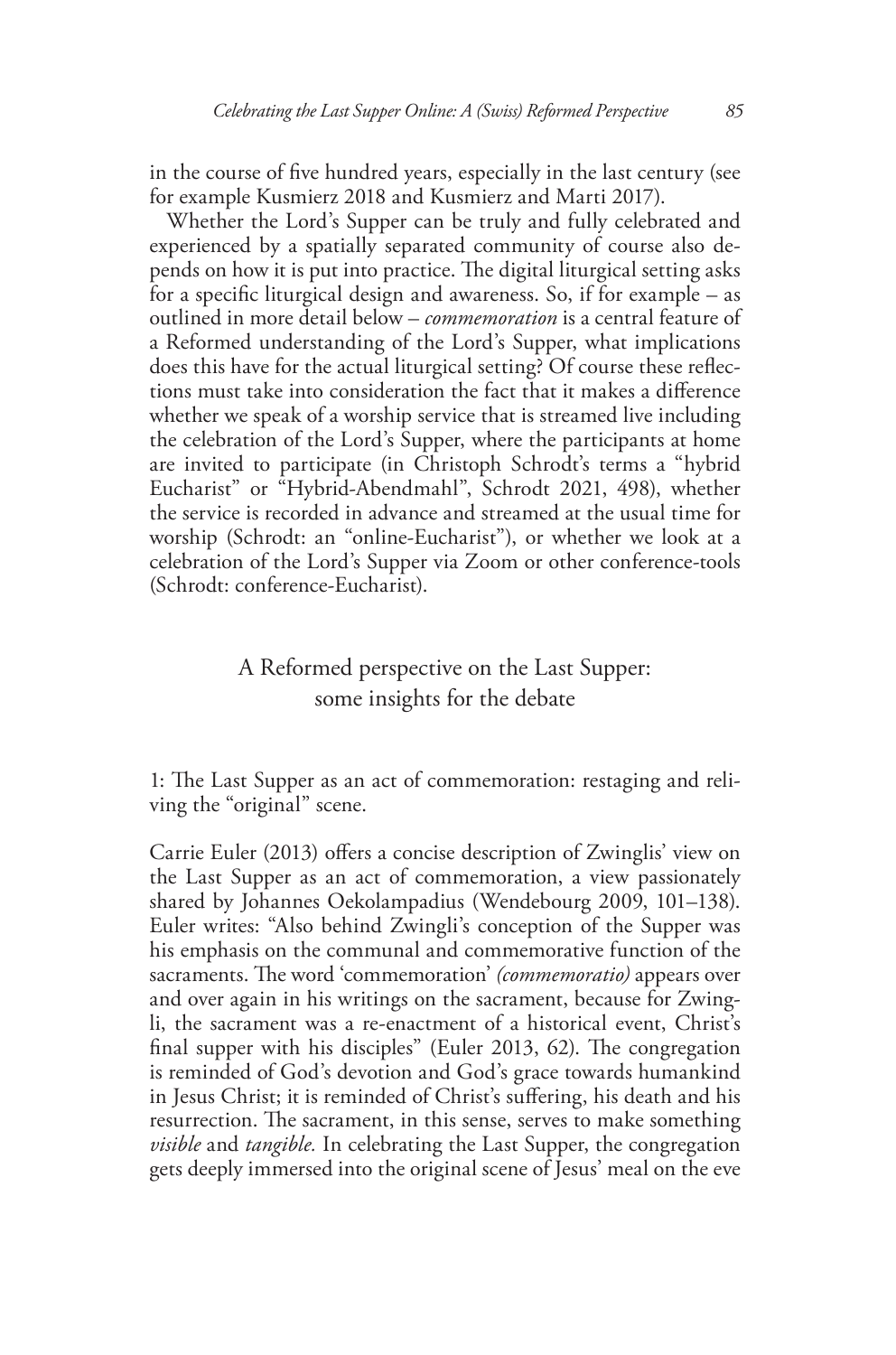in the course of five hundred years, especially in the last century (see for example Kusmierz 2018 and Kusmierz and Marti 2017).

Whether the Lord's Supper can be truly and fully celebrated and experienced by a spatially separated community of course also depends on how it is put into practice. The digital liturgical setting asks for a specific liturgical design and awareness. So, if for example – as outlined in more detail below – *commemoration* is a central feature of a Reformed understanding of the Lord's Supper, what implications does this have for the actual liturgical setting? Of course these reflections must take into consideration the fact that it makes a difference whether we speak of a worship service that is streamed live including the celebration of the Lord's Supper, where the participants at home are invited to participate (in Christoph Schrodt's terms a "hybrid Eucharist" or "Hybrid-Abendmahl", Schrodt 2021, 498), whether the service is recorded in advance and streamed at the usual time for worship (Schrodt: an "online-Eucharist"), or whether we look at a celebration of the Lord's Supper via Zoom or other conference-tools (Schrodt: conference-Eucharist).

## A Reformed perspective on the Last Supper: some insights for the debate

1: The Last Supper as an act of commemoration: restaging and reliving the "original" scene.

Carrie Euler (2013) offers a concise description of Zwinglis' view on the Last Supper as an act of commemoration, a view passionately shared by Johannes Oekolampadius (Wendebourg 2009, 101–138). Euler writes: "Also behind Zwingli's conception of the Supper was his emphasis on the communal and commemorative function of the sacraments. The word 'commemoration' *(commemoratio)* appears over and over again in his writings on the sacrament, because for Zwingli, the sacrament was a re-enactment of a historical event, Christ's final supper with his disciples" (Euler 2013, 62). The congregation is reminded of God's devotion and God's grace towards humankind in Jesus Christ; it is reminded of Christ's suffering, his death and his resurrection. The sacrament, in this sense, serves to make something *visible* and *tangible*. In celebrating the Last Supper, the congregation gets deeply immersed into the original scene of Jesus' meal on the eve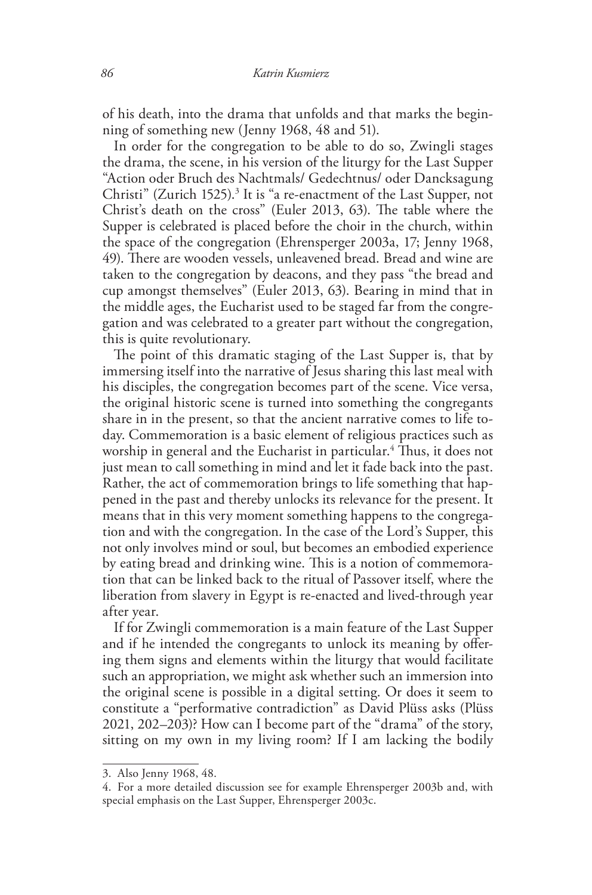of his death, into the drama that unfolds and that marks the beginning of something new (Jenny 1968, 48 and 51).

In order for the congregation to be able to do so, Zwingli stages the drama, the scene, in his version of the liturgy for the Last Supper "Action oder Bruch des Nachtmals/ Gedechtnus/ oder Dancksagung Christi" (Zurich 1525).[3] It is "a re-enactment of the Last Supper, not Christ's death on the cross" (Euler 2013, 63). The table where the Supper is celebrated is placed before the choir in the church, within the space of the congregation (Ehrensperger 2003a, 17; Jenny 1968, 49). There are wooden vessels, unleavened bread. Bread and wine are taken to the congregation by deacons, and they pass "the bread and cup amongst themselves" (Euler 2013, 63). Bearing in mind that in the middle ages, the Eucharist used to be staged far from the congregation and was celebrated to a greater part without the congregation, this is quite revolutionary.

The point of this dramatic staging of the Last Supper is, that by immersing itself into the narrative of Jesus sharing this last meal with his disciples, the congregation becomes part of the scene. Vice versa, the original historic scene is turned into something the congregants share in in the present, so that the ancient narrative comes to life today. Commemoration is a basic element of religious practices such as worship in general and the Eucharist in particular.[4] Thus, it does not just mean to call something in mind and let it fade back into the past. Rather, the act of commemoration brings to life something that happened in the past and thereby unlocks its relevance for the present. It means that in this very moment something happens to the congregation and with the congregation. In the case of the Lord's Supper, this not only involves mind or soul, but becomes an embodied experience by eating bread and drinking wine. This is a notion of commemoration that can be linked back to the ritual of Passover itself, where the liberation from slavery in Egypt is re-enacted and lived-through year after year.

If for Zwingli commemoration is a main feature of the Last Supper and if he intended the congregants to unlock its meaning by offering them signs and elements within the liturgy that would facilitate such an appropriation, we might ask whether such an immersion into the original scene is possible in a digital setting. Or does it seem to constitute a "performative contradiction" as David Plüss asks (Plüss 2021, 202–203)? How can I become part of the "drama" of the story, sitting on my own in my living room? If I am lacking the bodily

3. Also Jenny 1968, 48.

4. For a more detailed discussion see for example Ehrensperger 2003b and, with special emphasis on the Last Supper, Ehrensperger 2003c.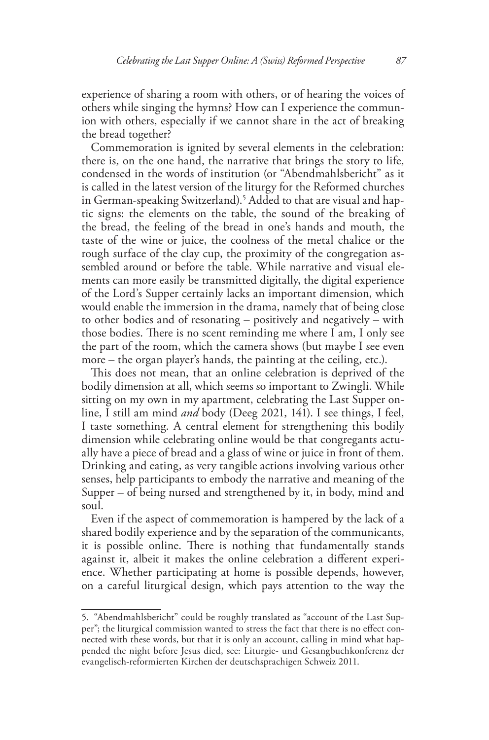experience of sharing a room with others, or of hearing the voices of others while singing the hymns? How can I experience the communion with others, especially if we cannot share in the act of breaking the bread together?

Commemoration is ignited by several elements in the celebration: there is, on the one hand, the narrative that brings the story to life, condensed in the words of institution (or "Abendmahlsbericht" as it is called in the latest version of the liturgy for the Reformed churches in German-speaking Switzerland).[5] Added to that are visual and haptic signs: the elements on the table, the sound of the breaking of the bread, the feeling of the bread in one's hands and mouth, the taste of the wine or juice, the coolness of the metal chalice or the rough surface of the clay cup, the proximity of the congregation assembled around or before the table. While narrative and visual elements can more easily be transmitted digitally, the digital experience of the Lord's Supper certainly lacks an important dimension, which would enable the immersion in the drama, namely that of being close to other bodies and of resonating – positively and negatively – with those bodies. There is no scent reminding me where I am, I only see the part of the room, which the camera shows (but maybe I see even more – the organ player's hands, the painting at the ceiling, etc.).

This does not mean, that an online celebration is deprived of the bodily dimension at all, which seems so important to Zwingli. While sitting on my own in my apartment, celebrating the Last Supper online, I still am mind *and* body (Deeg 2021, 141). I see things, I feel, I taste something. A central element for strengthening this bodily dimension while celebrating online would be that congregants actually have a piece of bread and a glass of wine or juice in front of them. Drinking and eating, as very tangible actions involving various other senses, help participants to embody the narrative and meaning of the Supper – of being nursed and strengthened by it, in body, mind and soul.

Even if the aspect of commemoration is hampered by the lack of a shared bodily experience and by the separation of the communicants, it is possible online. There is nothing that fundamentally stands against it, albeit it makes the online celebration a different experience. Whether participating at home is possible depends, however, on a careful liturgical design, which pays attention to the way the

---

5. "Abendmahlsbericht" could be roughly translated as "account of the Last Supper"; the liturgical commission wanted to stress the fact that there is no effect connected with these words, but that it is only an account, calling in mind what happended the night before Jesus died, see: Liturgie- und Gesangbuchkonferenz der evangelisch-reformierten Kirchen der deutschsprachigen Schweiz 2011.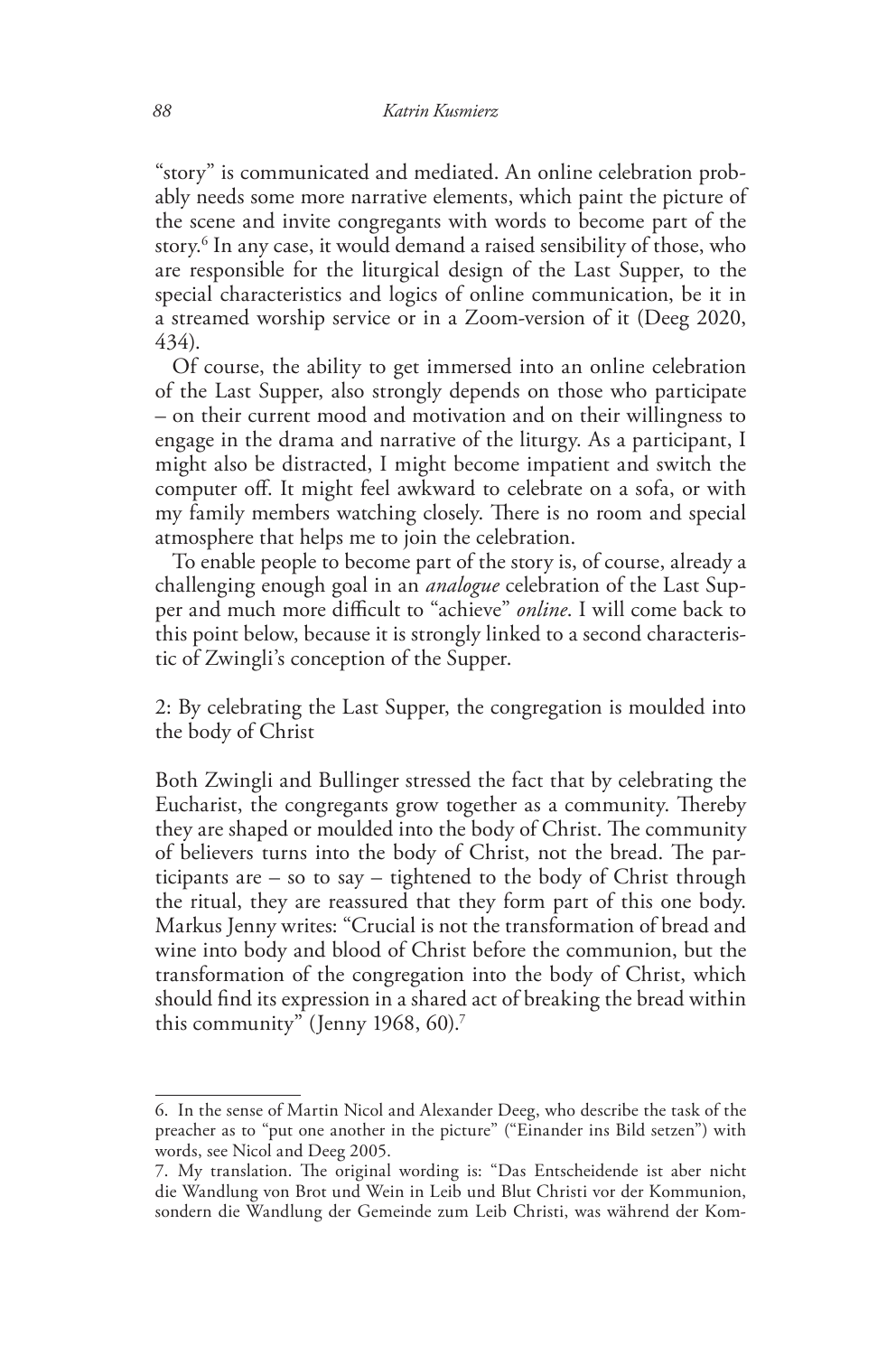"story" is communicated and mediated. An online celebration probably needs some more narrative elements, which paint the picture of the scene and invite congregants with words to become part of the story.[6] In any case, it would demand a raised sensibility of those, who are responsible for the liturgical design of the Last Supper, to the special characteristics and logics of online communication, be it in a streamed worship service or in a Zoom-version of it (Deeg 2020, 434).

Of course, the ability to get immersed into an online celebration of the Last Supper, also strongly depends on those who participate – on their current mood and motivation and on their willingness to engage in the drama and narrative of the liturgy. As a participant, I might also be distracted, I might become impatient and switch the computer off. It might feel awkward to celebrate on a sofa, or with my family members watching closely. There is no room and special atmosphere that helps me to join the celebration.

To enable people to become part of the story is, of course, already a challenging enough goal in an *analogue* celebration of the Last Supper and much more difficult to "achieve" *online*. I will come back to this point below, because it is strongly linked to a second characteristic of Zwingli's conception of the Supper.

2: By celebrating the Last Supper, the congregation is moulded into the body of Christ

Both Zwingli and Bullinger stressed the fact that by celebrating the Eucharist, the congregants grow together as a community. Thereby they are shaped or moulded into the body of Christ. The community of believers turns into the body of Christ, not the bread. The participants are – so to say – tightened to the body of Christ through the ritual, they are reassured that they form part of this one body. Markus Jenny writes: "Crucial is not the transformation of bread and wine into body and blood of Christ before the communion, but the transformation of the congregation into the body of Christ, which should find its expression in a shared act of breaking the bread within this community" (Jenny 1968, 60).[7]

6. In the sense of Martin Nicol and Alexander Deeg, who describe the task of the preacher as to "put one another in the picture" ("Einander ins Bild setzen") with words, see Nicol and Deeg 2005.

7. My translation. The original wording is: "Das Entscheidende ist aber nicht die Wandlung von Brot und Wein in Leib und Blut Christi vor der Kommunion, sondern die Wandlung der Gemeinde zum Leib Christi, was während der Kom-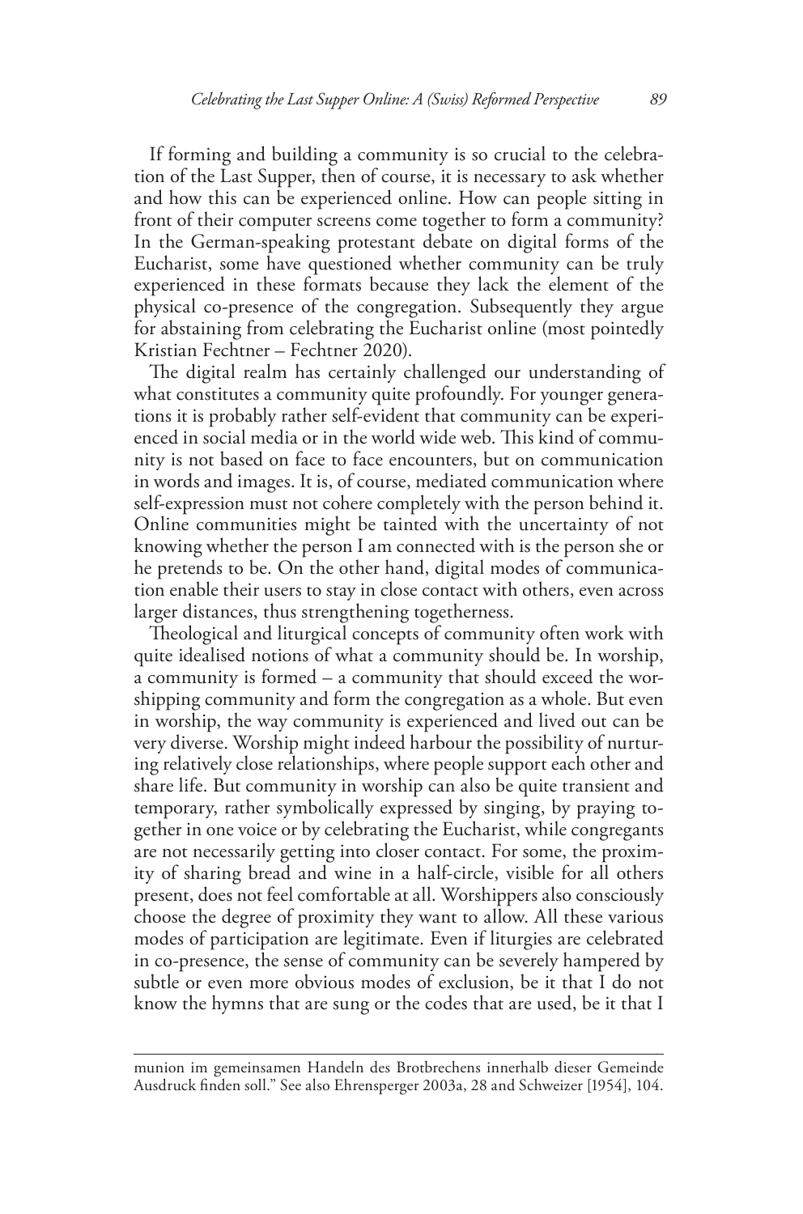If forming and building a community is so crucial to the celebration of the Last Supper, then of course, it is necessary to ask whether and how this can be experienced online. How can people sitting in front of their computer screens come together to form a community? In the German-speaking protestant debate on digital forms of the Eucharist, some have questioned whether community can be truly experienced in these formats because they lack the element of the physical co-presence of the congregation. Subsequently they argue for abstaining from celebrating the Eucharist online (most pointedly Kristian Fechtner – Fechtner 2020).

The digital realm has certainly challenged our understanding of what constitutes a community quite profoundly. For younger generations it is probably rather self-evident that community can be experienced in social media or in the world wide web. This kind of community is not based on face to face encounters, but on communication in words and images. It is, of course, mediated communication where self-expression must not cohere completely with the person behind it. Online communities might be tainted with the uncertainty of not knowing whether the person I am connected with is the person she or he pretends to be. On the other hand, digital modes of communication enable their users to stay in close contact with others, even across larger distances, thus strengthening togetherness.

Theological and liturgical concepts of community often work with quite idealised notions of what a community should be. In worship, a community is formed – a community that should exceed the worshipping community and form the congregation as a whole. But even in worship, the way community is experienced and lived out can be very diverse. Worship might indeed harbour the possibility of nurturing relatively close relationships, where people support each other and share life. But community in worship can also be quite transient and temporary, rather symbolically expressed by singing, by praying together in one voice or by celebrating the Eucharist, while congregants are not necessarily getting into closer contact. For some, the proximity of sharing bread and wine in a half-circle, visible for all others present, does not feel comfortable at all. Worshippers also consciously choose the degree of proximity they want to allow. All these various modes of participation are legitimate. Even if liturgies are celebrated in co-presence, the sense of community can be severely hampered by subtle or even more obvious modes of exclusion, be it that I do not know the hymns that are sung or the codes that are used, be it that I

---

munion im gemeinsamen Handeln des Brotbrechens innerhalb dieser Gemeinde Ausdruck finden soll." See also Ehrensperger 2003a, 28 and Schweizer [1954], 104.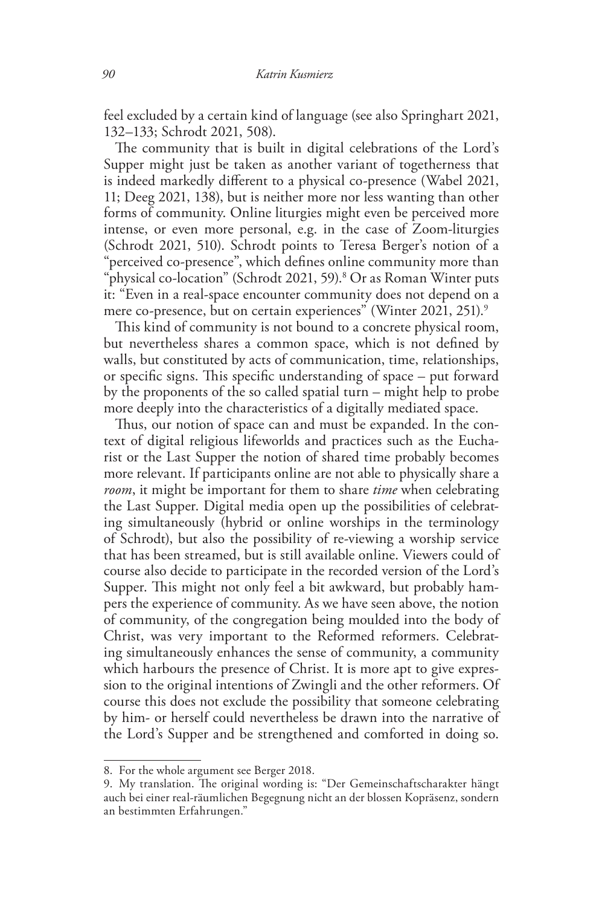feel excluded by a certain kind of language (see also Springhart 2021, 132–133; Schrodt 2021, 508).

The community that is built in digital celebrations of the Lord's Supper might just be taken as another variant of togetherness that is indeed markedly different to a physical co-presence (Wabel 2021, 11; Deeg 2021, 138), but is neither more nor less wanting than other forms of community. Online liturgies might even be perceived more intense, or even more personal, e.g. in the case of Zoom-liturgies (Schrodt 2021, 510). Schrodt points to Teresa Berger's notion of a "perceived co-presence", which defines online community more than "physical co-location" (Schrodt 2021, 59).[8] Or as Roman Winter puts it: "Even in a real-space encounter community does not depend on a mere co-presence, but on certain experiences" (Winter 2021, 251).[9]

This kind of community is not bound to a concrete physical room, but nevertheless shares a common space, which is not defined by walls, but constituted by acts of communication, time, relationships, or specific signs. This specific understanding of space – put forward by the proponents of the so called spatial turn – might help to probe more deeply into the characteristics of a digitally mediated space.

Thus, our notion of space can and must be expanded. In the context of digital religious lifeworlds and practices such as the Eucharist or the Last Supper the notion of shared time probably becomes more relevant. If participants online are not able to physically share a *room*, it might be important for them to share *time* when celebrating the Last Supper. Digital media open up the possibilities of celebrating simultaneously (hybrid or online worships in the terminology of Schrodt), but also the possibility of re-viewing a worship service that has been streamed, but is still available online. Viewers could of course also decide to participate in the recorded version of the Lord's Supper. This might not only feel a bit awkward, but probably hampers the experience of community. As we have seen above, the notion of community, of the congregation being moulded into the body of Christ, was very important to the Reformed reformers. Celebrating simultaneously enhances the sense of community, a community which harbours the presence of Christ. It is more apt to give expression to the original intentions of Zwingli and the other reformers. Of course this does not exclude the possibility that someone celebrating by him- or herself could nevertheless be drawn into the narrative of the Lord's Supper and be strengthened and comforted in doing so.

---

8. For the whole argument see Berger 2018.

9. My translation. The original wording is: "Der Gemeinschaftscharakter hängt auch bei einer real-räumlichen Begegnung nicht an der blossen Kopräsenz, sondern an bestimmten Erfahrungen."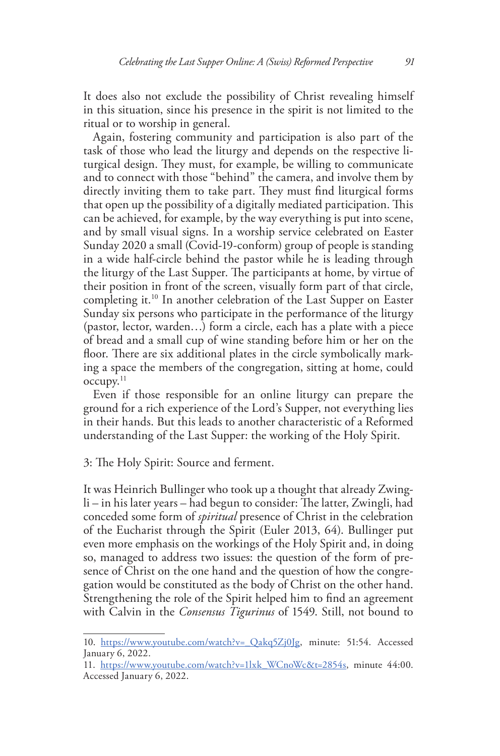It does also not exclude the possibility of Christ revealing himself in this situation, since his presence in the spirit is not limited to the ritual or to worship in general.

Again, fostering community and participation is also part of the task of those who lead the liturgy and depends on the respective liturgical design. They must, for example, be willing to communicate and to connect with those "behind" the camera, and involve them by directly inviting them to take part. They must find liturgical forms that open up the possibility of a digitally mediated participation. This can be achieved, for example, by the way everything is put into scene, and by small visual signs. In a worship service celebrated on Easter Sunday 2020 a small (Covid-19-conform) group of people is standing in a wide half-circle behind the pastor while he is leading through the liturgy of the Last Supper. The participants at home, by virtue of their position in front of the screen, visually form part of that circle, completing it.[10] In another celebration of the Last Supper on Easter Sunday six persons who participate in the performance of the liturgy (pastor, lector, warden…) form a circle, each has a plate with a piece of bread and a small cup of wine standing before him or her on the floor. There are six additional plates in the circle symbolically marking a space the members of the congregation, sitting at home, could occupy.[11]

Even if those responsible for an online liturgy can prepare the ground for a rich experience of the Lord's Supper, not everything lies in their hands. But this leads to another characteristic of a Reformed understanding of the Last Supper: the working of the Holy Spirit.

## 3: The Holy Spirit: Source and ferment.

It was Heinrich Bullinger who took up a thought that already Zwingli – in his later years – had begun to consider: The latter, Zwingli, had conceded some form of *spiritual* presence of Christ in the celebration of the Eucharist through the Spirit (Euler 2013, 64). Bullinger put even more emphasis on the workings of the Holy Spirit and, in doing so, managed to address two issues: the question of the form of presence of Christ on the one hand and the question of how the congregation would be constituted as the body of Christ on the other hand. Strengthening the role of the Spirit helped him to find an agreement with Calvin in the *Consensus Tigurinus* of 1549. Still, not bound to

---

10. https://www.youtube.com/watch?v=_Qakq5Zj0Jg, minute: 51:54. Accessed January 6, 2022.

11. https://www.youtube.com/watch?v=1lxk_WCnoWc&t=2854s, minute 44:00. Accessed January 6, 2022.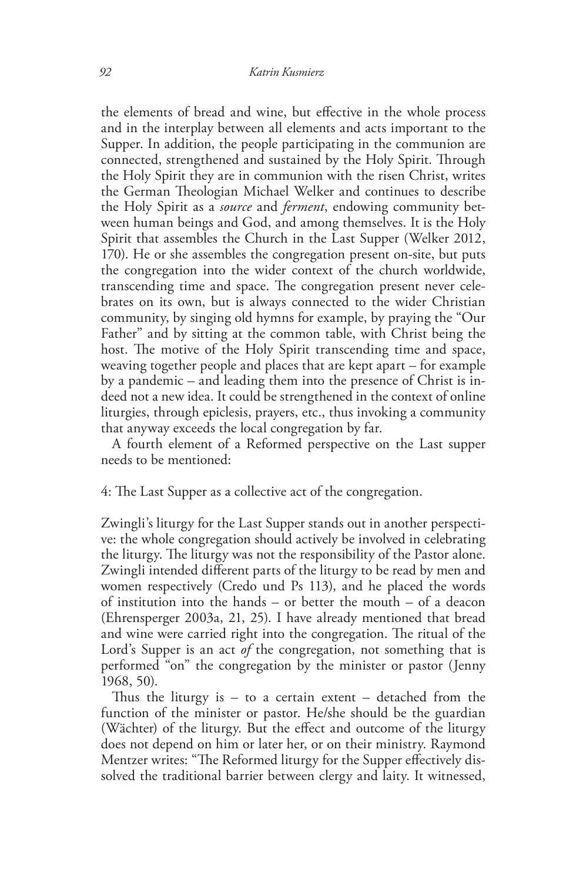the elements of bread and wine, but effective in the whole process and in the interplay between all elements and acts important to the Supper. In addition, the people participating in the communion are connected, strengthened and sustained by the Holy Spirit. Through the Holy Spirit they are in communion with the risen Christ, writes the German Theologian Michael Welker and continues to describe the Holy Spirit as a *source* and *ferment*, endowing community between human beings and God, and among themselves. It is the Holy Spirit that assembles the Church in the Last Supper (Welker 2012, 170). He or she assembles the congregation present on-site, but puts the congregation into the wider context of the church worldwide, transcending time and space. The congregation present never celebrates on its own, but is always connected to the wider Christian community, by singing old hymns for example, by praying the "Our Father" and by sitting at the common table, with Christ being the host. The motive of the Holy Spirit transcending time and space, weaving together people and places that are kept apart – for example by a pandemic – and leading them into the presence of Christ is indeed not a new idea. It could be strengthened in the context of online liturgies, through epiclesis, prayers, etc., thus invoking a community that anyway exceeds the local congregation by far.

A fourth element of a Reformed perspective on the Last supper needs to be mentioned:

4: The Last Supper as a collective act of the congregation.

Zwingli's liturgy for the Last Supper stands out in another perspective: the whole congregation should actively be involved in celebrating the liturgy. The liturgy was not the responsibility of the Pastor alone. Zwingli intended different parts of the liturgy to be read by men and women respectively (Credo und Ps 113), and he placed the words of institution into the hands – or better the mouth – of a deacon (Ehrensperger 2003a, 21, 25). I have already mentioned that bread and wine were carried right into the congregation. The ritual of the Lord's Supper is an act *of* the congregation, not something that is performed "on" the congregation by the minister or pastor (Jenny 1968, 50).

Thus the liturgy is – to a certain extent – detached from the function of the minister or pastor. He/she should be the guardian (Wächter) of the liturgy. But the effect and outcome of the liturgy does not depend on him or later her, or on their ministry. Raymond Mentzer writes: "The Reformed liturgy for the Supper effectively dissolved the traditional barrier between clergy and laity. It witnessed,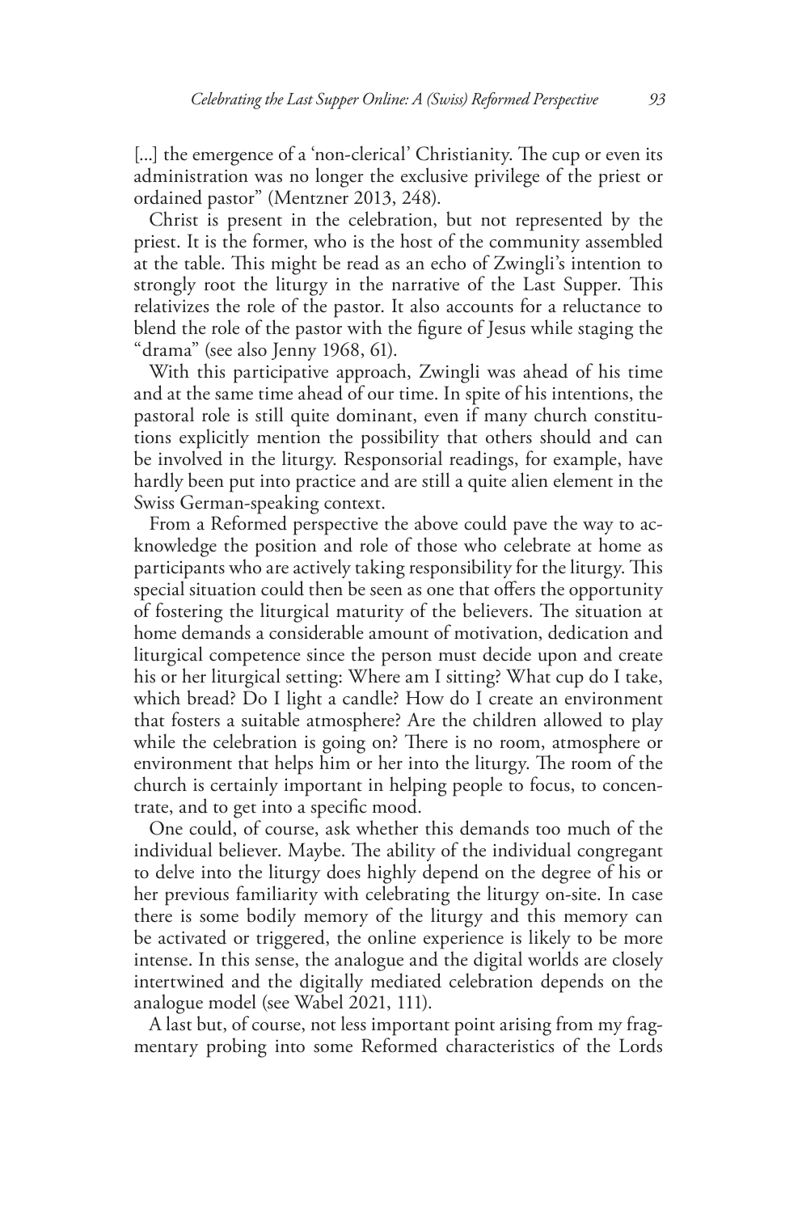[...] the emergence of a 'non-clerical' Christianity. The cup or even its administration was no longer the exclusive privilege of the priest or ordained pastor" (Mentzner 2013, 248).

Christ is present in the celebration, but not represented by the priest. It is the former, who is the host of the community assembled at the table. This might be read as an echo of Zwingli's intention to strongly root the liturgy in the narrative of the Last Supper. This relativizes the role of the pastor. It also accounts for a reluctance to blend the role of the pastor with the figure of Jesus while staging the "drama" (see also Jenny 1968, 61).

With this participative approach, Zwingli was ahead of his time and at the same time ahead of our time. In spite of his intentions, the pastoral role is still quite dominant, even if many church constitutions explicitly mention the possibility that others should and can be involved in the liturgy. Responsorial readings, for example, have hardly been put into practice and are still a quite alien element in the Swiss German-speaking context.

From a Reformed perspective the above could pave the way to acknowledge the position and role of those who celebrate at home as participants who are actively taking responsibility for the liturgy. This special situation could then be seen as one that offers the opportunity of fostering the liturgical maturity of the believers. The situation at home demands a considerable amount of motivation, dedication and liturgical competence since the person must decide upon and create his or her liturgical setting: Where am I sitting? What cup do I take, which bread? Do I light a candle? How do I create an environment that fosters a suitable atmosphere? Are the children allowed to play while the celebration is going on? There is no room, atmosphere or environment that helps him or her into the liturgy. The room of the church is certainly important in helping people to focus, to concentrate, and to get into a specific mood.

One could, of course, ask whether this demands too much of the individual believer. Maybe. The ability of the individual congregant to delve into the liturgy does highly depend on the degree of his or her previous familiarity with celebrating the liturgy on-site. In case there is some bodily memory of the liturgy and this memory can be activated or triggered, the online experience is likely to be more intense. In this sense, the analogue and the digital worlds are closely intertwined and the digitally mediated celebration depends on the analogue model (see Wabel 2021, 111).

A last but, of course, not less important point arising from my fragmentary probing into some Reformed characteristics of the Lords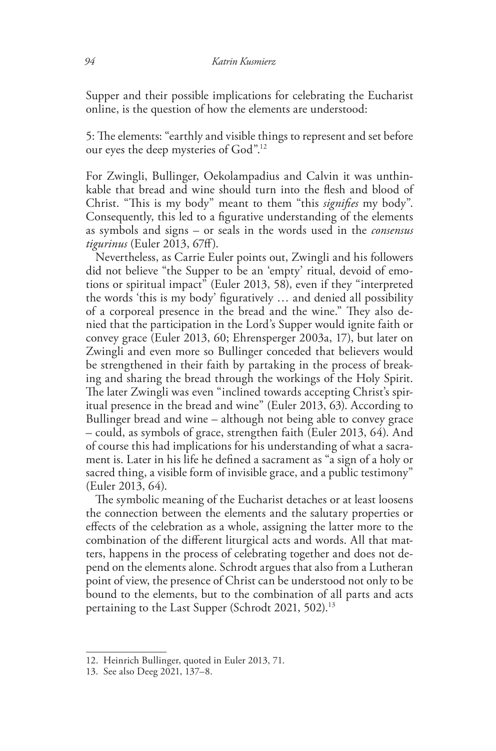Supper and their possible implications for celebrating the Eucharist online, is the question of how the elements are understood:

5: The elements: "earthly and visible things to represent and set before our eyes the deep mysteries of God".[12]

For Zwingli, Bullinger, Oekolampadius and Calvin it was unthinkable that bread and wine should turn into the flesh and blood of Christ. "This is my body" meant to them "this *signifies* my body". Consequently, this led to a figurative understanding of the elements as symbols and signs – or seals in the words used in the *consensus tigurinus* (Euler 2013, 67ff).

Nevertheless, as Carrie Euler points out, Zwingli and his followers did not believe "the Supper to be an 'empty' ritual, devoid of emotions or spiritual impact" (Euler 2013, 58), even if they "interpreted the words 'this is my body' figuratively … and denied all possibility of a corporeal presence in the bread and the wine." They also denied that the participation in the Lord's Supper would ignite faith or convey grace (Euler 2013, 60; Ehrensperger 2003a, 17), but later on Zwingli and even more so Bullinger conceded that believers would be strengthened in their faith by partaking in the process of breaking and sharing the bread through the workings of the Holy Spirit. The later Zwingli was even "inclined towards accepting Christ's spiritual presence in the bread and wine" (Euler 2013, 63). According to Bullinger bread and wine – although not being able to convey grace – could, as symbols of grace, strengthen faith (Euler 2013, 64). And of course this had implications for his understanding of what a sacrament is. Later in his life he defined a sacrament as "a sign of a holy or sacred thing, a visible form of invisible grace, and a public testimony" (Euler 2013, 64).

The symbolic meaning of the Eucharist detaches or at least loosens the connection between the elements and the salutary properties or effects of the celebration as a whole, assigning the latter more to the combination of the different liturgical acts and words. All that matters, happens in the process of celebrating together and does not depend on the elements alone. Schrodt argues that also from a Lutheran point of view, the presence of Christ can be understood not only to be bound to the elements, but to the combination of all parts and acts pertaining to the Last Supper (Schrodt 2021, 502).[13]

---

12. Heinrich Bullinger, quoted in Euler 2013, 71.

13. See also Deeg 2021, 137–8.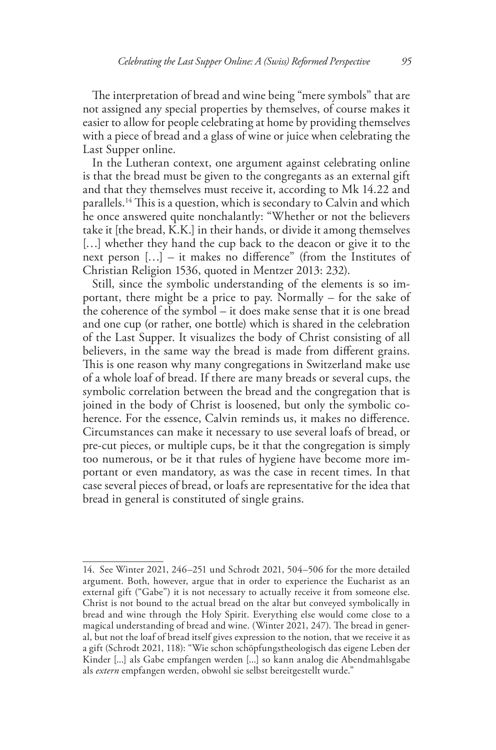The interpretation of bread and wine being "mere symbols" that are not assigned any special properties by themselves, of course makes it easier to allow for people celebrating at home by providing themselves with a piece of bread and a glass of wine or juice when celebrating the Last Supper online.

In the Lutheran context, one argument against celebrating online is that the bread must be given to the congregants as an external gift and that they themselves must receive it, according to Mk 14.22 and parallels.[14] This is a question, which is secondary to Calvin and which he once answered quite nonchalantly: "Whether or not the believers take it [the bread, K.K.] in their hands, or divide it among themselves […] whether they hand the cup back to the deacon or give it to the next person […] – it makes no difference" (from the Institutes of Christian Religion 1536, quoted in Mentzer 2013: 232).

Still, since the symbolic understanding of the elements is so important, there might be a price to pay. Normally – for the sake of the coherence of the symbol – it does make sense that it is one bread and one cup (or rather, one bottle) which is shared in the celebration of the Last Supper. It visualizes the body of Christ consisting of all believers, in the same way the bread is made from different grains. This is one reason why many congregations in Switzerland make use of a whole loaf of bread. If there are many breads or several cups, the symbolic correlation between the bread and the congregation that is joined in the body of Christ is loosened, but only the symbolic coherence. For the essence, Calvin reminds us, it makes no difference. Circumstances can make it necessary to use several loafs of bread, or pre-cut pieces, or multiple cups, be it that the congregation is simply too numerous, or be it that rules of hygiene have become more important or even mandatory, as was the case in recent times. In that case several pieces of bread, or loafs are representative for the idea that bread in general is constituted of single grains.

---

14. See Winter 2021, 246–251 und Schrodt 2021, 504–506 for the more detailed argument. Both, however, argue that in order to experience the Eucharist as an external gift ("Gabe") it is not necessary to actually receive it from someone else. Christ is not bound to the actual bread on the altar but conveyed symbolically in bread and wine through the Holy Spirit. Everything else would come close to a magical understanding of bread and wine. (Winter 2021, 247). The bread in general, but not the loaf of bread itself gives expression to the notion, that we receive it as a gift (Schrodt 2021, 118): "Wie schon schöpfungstheologisch das eigene Leben der Kinder [...] als Gabe empfangen werden [...] so kann analog die Abendmahlsgabe als *extern* empfangen werden, obwohl sie selbst bereitgestellt wurde."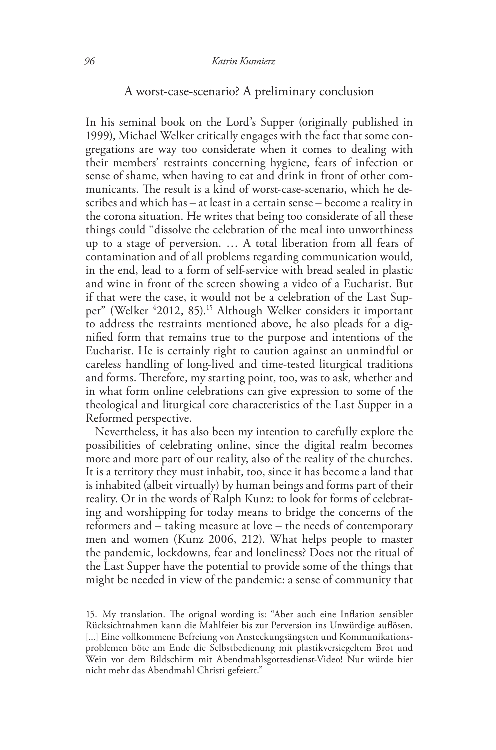## A worst-case-scenario? A preliminary conclusion

In his seminal book on the Lord's Supper (originally published in 1999), Michael Welker critically engages with the fact that some congregations are way too considerate when it comes to dealing with their members' restraints concerning hygiene, fears of infection or sense of shame, when having to eat and drink in front of other communicants. The result is a kind of worst-case-scenario, which he describes and which has – at least in a certain sense – become a reality in the corona situation. He writes that being too considerate of all these things could "dissolve the celebration of the meal into unworthiness up to a stage of perversion. … A total liberation from all fears of contamination and of all problems regarding communication would, in the end, lead to a form of self-service with bread sealed in plastic and wine in front of the screen showing a video of a Eucharist. But if that were the case, it would not be a celebration of the Last Supper" (Welker [4]2012, 85).[15] Although Welker considers it important to address the restraints mentioned above, he also pleads for a dignified form that remains true to the purpose and intentions of the Eucharist. He is certainly right to caution against an unmindful or careless handling of long-lived and time-tested liturgical traditions and forms. Therefore, my starting point, too, was to ask, whether and in what form online celebrations can give expression to some of the theological and liturgical core characteristics of the Last Supper in a Reformed perspective.

Nevertheless, it has also been my intention to carefully explore the possibilities of celebrating online, since the digital realm becomes more and more part of our reality, also of the reality of the churches. It is a territory they must inhabit, too, since it has become a land that is inhabited (albeit virtually) by human beings and forms part of their reality. Or in the words of Ralph Kunz: to look for forms of celebrating and worshipping for today means to bridge the concerns of the reformers and – taking measure at love – the needs of contemporary men and women (Kunz 2006, 212). What helps people to master the pandemic, lockdowns, fear and loneliness? Does not the ritual of the Last Supper have the potential to provide some of the things that might be needed in view of the pandemic: a sense of community that

---

15. My translation. The orignal wording is: "Aber auch eine Inflation sensibler Rücksichtnahmen kann die Mahlfeier bis zur Perversion ins Unwürdige auflösen. [...] Eine vollkommene Befreiung von Ansteckungsängsten und Kommunikationsproblemen böte am Ende die Selbstbedienung mit plastikversiegeltem Brot und Wein vor dem Bildschirm mit Abendmahlsgottesdienst-Video! Nur würde hier nicht mehr das Abendmahl Christi gefeiert."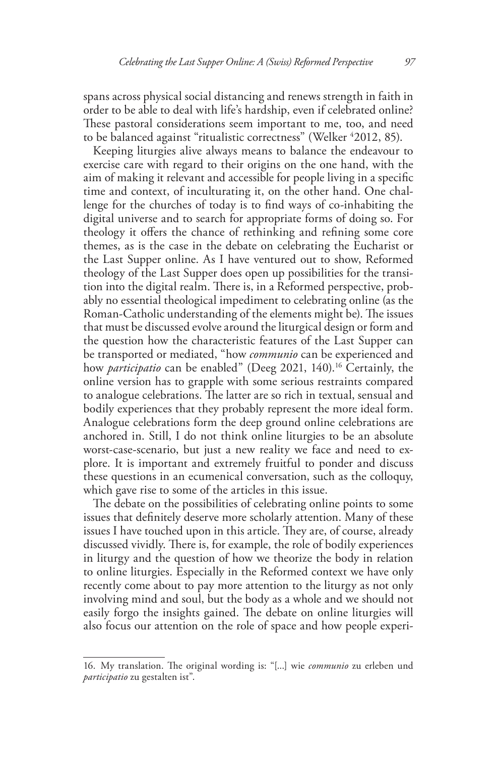spans across physical social distancing and renews strength in faith in order to be able to deal with life's hardship, even if celebrated online? These pastoral considerations seem important to me, too, and need to be balanced against "ritualistic correctness" (Welker [4]2012, 85).

Keeping liturgies alive always means to balance the endeavour to exercise care with regard to their origins on the one hand, with the aim of making it relevant and accessible for people living in a specific time and context, of inculturating it, on the other hand. One challenge for the churches of today is to find ways of co-inhabiting the digital universe and to search for appropriate forms of doing so. For theology it offers the chance of rethinking and refining some core themes, as is the case in the debate on celebrating the Eucharist or the Last Supper online. As I have ventured out to show, Reformed theology of the Last Supper does open up possibilities for the transition into the digital realm. There is, in a Reformed perspective, probably no essential theological impediment to celebrating online (as the Roman-Catholic understanding of the elements might be). The issues that must be discussed evolve around the liturgical design or form and the question how the characteristic features of the Last Supper can be transported or mediated, "how *communio* can be experienced and how *participatio* can be enabled" (Deeg 2021, 140).[16] Certainly, the online version has to grapple with some serious restraints compared to analogue celebrations. The latter are so rich in textual, sensual and bodily experiences that they probably represent the more ideal form. Analogue celebrations form the deep ground online celebrations are anchored in. Still, I do not think online liturgies to be an absolute worst-case-scenario, but just a new reality we face and need to explore. It is important and extremely fruitful to ponder and discuss these questions in an ecumenical conversation, such as the colloquy, which gave rise to some of the articles in this issue.

The debate on the possibilities of celebrating online points to some issues that definitely deserve more scholarly attention. Many of these issues I have touched upon in this article. They are, of course, already discussed vividly. There is, for example, the role of bodily experiences in liturgy and the question of how we theorize the body in relation to online liturgies. Especially in the Reformed context we have only recently come about to pay more attention to the liturgy as not only involving mind and soul, but the body as a whole and we should not easily forgo the insights gained. The debate on online liturgies will also focus our attention on the role of space and how people experi-

---

16. My translation. The original wording is: "[...] wie *communio* zu erleben und *participatio* zu gestalten ist".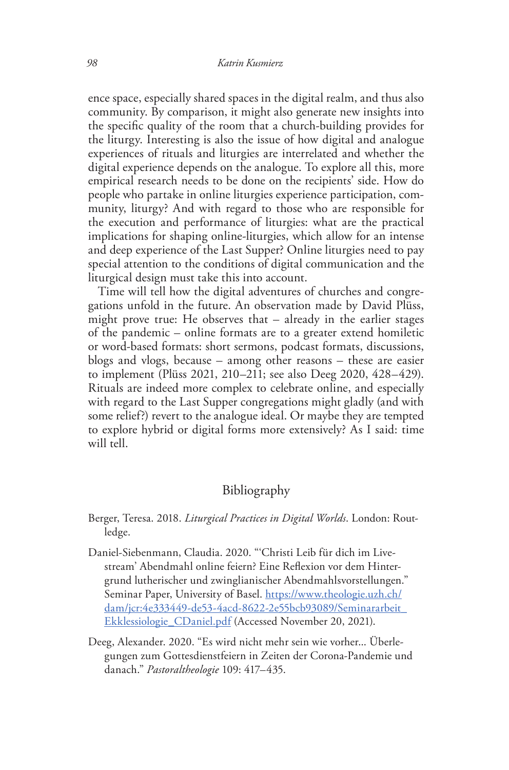ence space, especially shared spaces in the digital realm, and thus also community. By comparison, it might also generate new insights into the specific quality of the room that a church-building provides for the liturgy. Interesting is also the issue of how digital and analogue experiences of rituals and liturgies are interrelated and whether the digital experience depends on the analogue. To explore all this, more empirical research needs to be done on the recipients' side. How do people who partake in online liturgies experience participation, community, liturgy? And with regard to those who are responsible for the execution and performance of liturgies: what are the practical implications for shaping online-liturgies, which allow for an intense and deep experience of the Last Supper? Online liturgies need to pay special attention to the conditions of digital communication and the liturgical design must take this into account.

Time will tell how the digital adventures of churches and congregations unfold in the future. An observation made by David Plüss, might prove true: He observes that – already in the earlier stages of the pandemic – online formats are to a greater extend homiletic or word-based formats: short sermons, podcast formats, discussions, blogs and vlogs, because – among other reasons – these are easier to implement (Plüss 2021, 210–211; see also Deeg 2020, 428–429). Rituals are indeed more complex to celebrate online, and especially with regard to the Last Supper congregations might gladly (and with some relief?) revert to the analogue ideal. Or maybe they are tempted to explore hybrid or digital forms more extensively? As I said: time will tell.

## Bibliography

Berger, Teresa. 2018. *Liturgical Practices in Digital Worlds*. London: Routledge.

Daniel-Siebenmann, Claudia. 2020. "'Christi Leib für dich im Livestream' Abendmahl online feiern? Eine Reflexion vor dem Hintergrund lutherischer und zwinglianischer Abendmahlsvorstellungen." Seminar Paper, University of Basel. https://www.theologie.uzh.ch/dam/jcr:4e333449-de53-4acd-8622-2e55bcb93089/Seminararbeit_Ekklessiologie_CDaniel.pdf (Accessed November 20, 2021).

Deeg, Alexander. 2020. "Es wird nicht mehr sein wie vorher... Überlegungen zum Gottesdienstfeiern in Zeiten der Corona-Pandemie und danach." *Pastoraltheologie* 109: 417–435.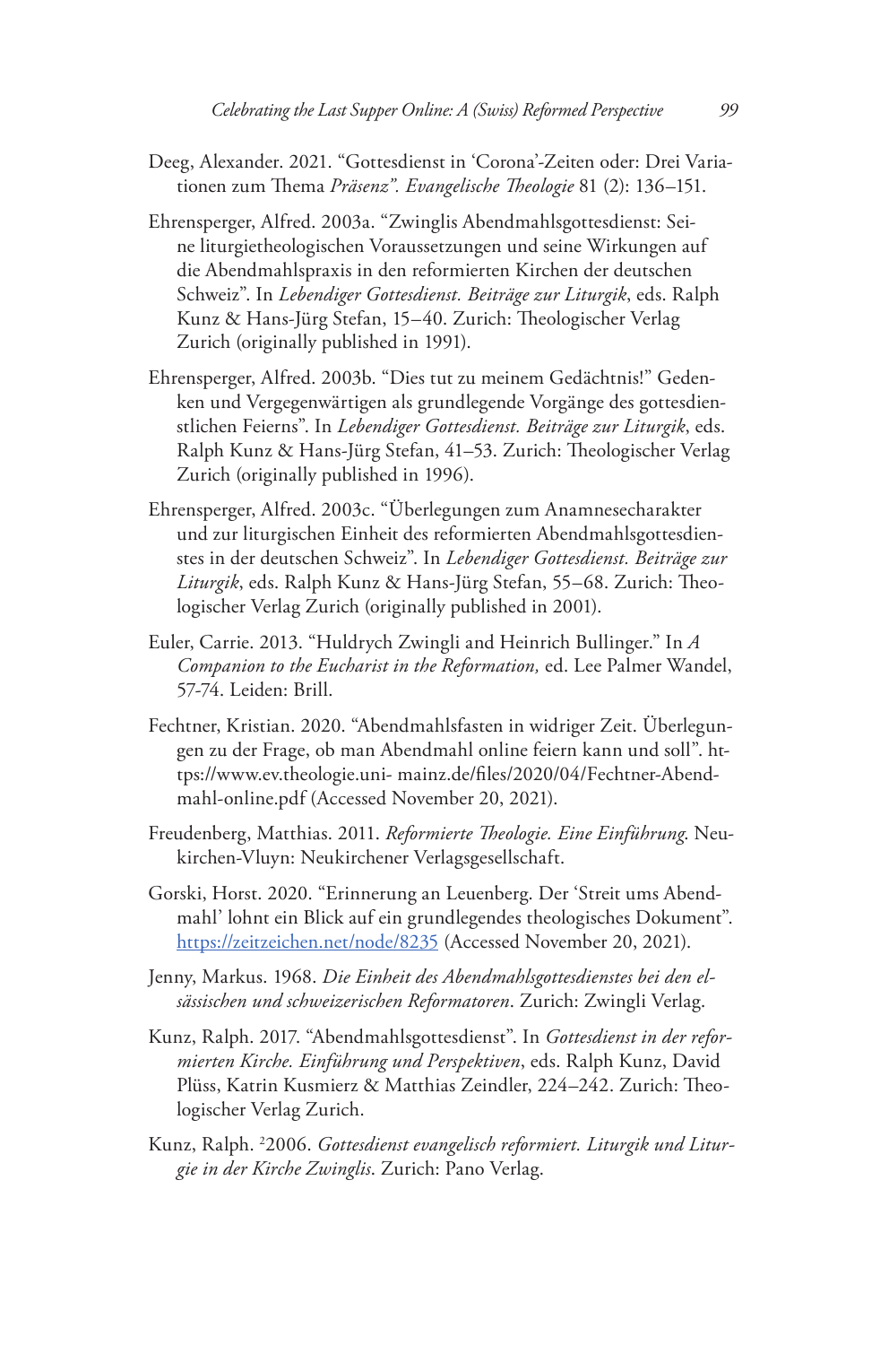Deeg, Alexander. 2021. "Gottesdienst in 'Corona'-Zeiten oder: Drei Variationen zum Thema *Präsenz". Evangelische Theologie* 81 (2): 136–151.

Ehrensperger, Alfred. 2003a. "Zwinglis Abendmahlsgottesdienst: Seine liturgietheologischen Voraussetzungen und seine Wirkungen auf die Abendmahlspraxis in den reformierten Kirchen der deutschen Schweiz". In *Lebendiger Gottesdienst. Beiträge zur Liturgik*, eds. Ralph Kunz & Hans-Jürg Stefan, 15–40. Zurich: Theologischer Verlag Zurich (originally published in 1991).

Ehrensperger, Alfred. 2003b. "Dies tut zu meinem Gedächtnis!" Gedenken und Vergegenwärtigen als grundlegende Vorgänge des gottesdienstlichen Feierns". In *Lebendiger Gottesdienst. Beiträge zur Liturgik*, eds. Ralph Kunz & Hans-Jürg Stefan, 41–53. Zurich: Theologischer Verlag Zurich (originally published in 1996).

Ehrensperger, Alfred. 2003c. "Überlegungen zum Anamnesecharakter und zur liturgischen Einheit des reformierten Abendmahlsgottesdienstes in der deutschen Schweiz". In *Lebendiger Gottesdienst. Beiträge zur Liturgik*, eds. Ralph Kunz & Hans-Jürg Stefan, 55–68. Zurich: Theologischer Verlag Zurich (originally published in 2001).

Euler, Carrie. 2013. "Huldrych Zwingli and Heinrich Bullinger." In *A Companion to the Eucharist in the Reformation,* ed. Lee Palmer Wandel, 57-74. Leiden: Brill.

Fechtner, Kristian. 2020. "Abendmahlsfasten in widriger Zeit. Überlegungen zu der Frage, ob man Abendmahl online feiern kann und soll". https://www.ev.theologie.uni- mainz.de/files/2020/04/Fechtner-Abendmahl-online.pdf (Accessed November 20, 2021).

Freudenberg, Matthias. 2011. *Reformierte Theologie. Eine Einführung*. Neukirchen-Vluyn: Neukirchener Verlagsgesellschaft.

Gorski, Horst. 2020. "Erinnerung an Leuenberg. Der 'Streit ums Abendmahl' lohnt ein Blick auf ein grundlegendes theologisches Dokument". https://zeitzeichen.net/node/8235 (Accessed November 20, 2021).

Jenny, Markus. 1968. *Die Einheit des Abendmahlsgottesdienstes bei den elsässischen und schweizerischen Reformatoren*. Zurich: Zwingli Verlag.

Kunz, Ralph. 2017. "Abendmahlsgottesdienst". In *Gottesdienst in der reformierten Kirche. Einführung und Perspektiven*, eds. Ralph Kunz, David Plüss, Katrin Kusmierz & Matthias Zeindler, 224–242. Zurich: Theologischer Verlag Zurich.

Kunz, Ralph. [2]2006. *Gottesdienst evangelisch reformiert. Liturgik und Liturgie in der Kirche Zwinglis*. Zurich: Pano Verlag.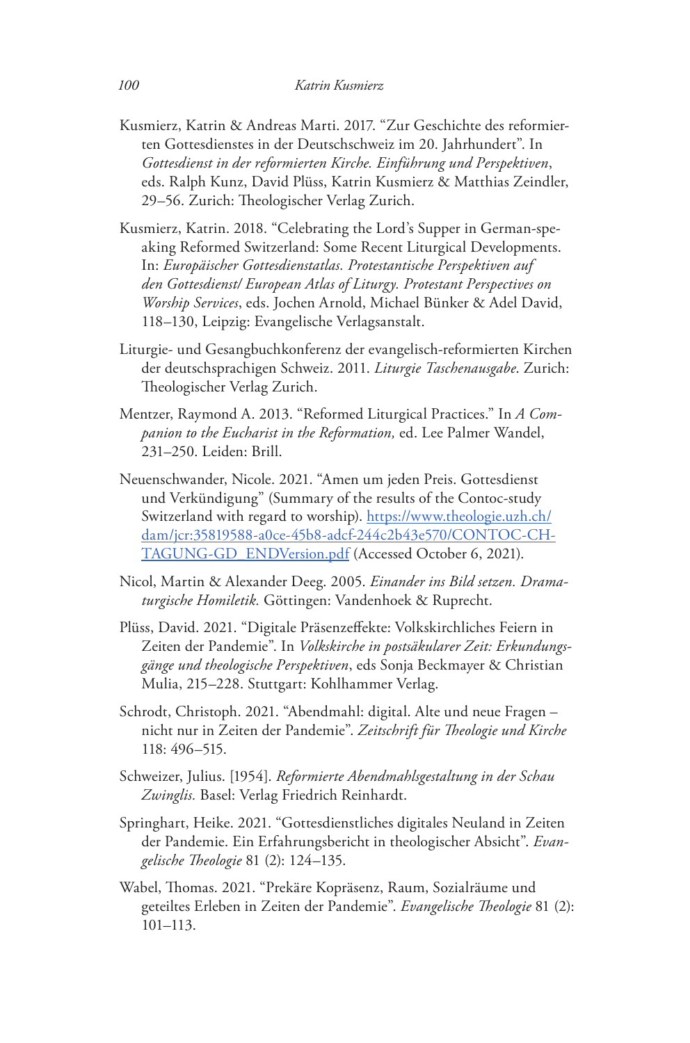Kusmierz, Katrin & Andreas Marti. 2017. "Zur Geschichte des reformierten Gottesdienstes in der Deutschschweiz im 20. Jahrhundert". In *Gottesdienst in der reformierten Kirche. Einführung und Perspektiven*, eds. Ralph Kunz, David Plüss, Katrin Kusmierz & Matthias Zeindler, 29–56. Zurich: Theologischer Verlag Zurich.

Kusmierz, Katrin. 2018. "Celebrating the Lord's Supper in German-speaking Reformed Switzerland: Some Recent Liturgical Developments. In: *Europäischer Gottesdienstatlas. Protestantische Perspektiven auf den Gottesdienst/ European Atlas of Liturgy. Protestant Perspectives on Worship Services*, eds. Jochen Arnold, Michael Bünker & Adel David, 118–130, Leipzig: Evangelische Verlagsanstalt.

Liturgie- und Gesangbuchkonferenz der evangelisch-reformierten Kirchen der deutschsprachigen Schweiz. 2011. *Liturgie Taschenausgabe*. Zurich: Theologischer Verlag Zurich.

Mentzer, Raymond A. 2013. "Reformed Liturgical Practices." In *A Companion to the Eucharist in the Reformation,* ed. Lee Palmer Wandel, 231–250. Leiden: Brill.

Neuenschwander, Nicole. 2021. "Amen um jeden Preis. Gottesdienst und Verkündigung" (Summary of the results of the Contoc-study Switzerland with regard to worship). https://www.theologie.uzh.ch/dam/jcr:35819588-a0ce-45b8-adcf-244c2b43e570/CONTOC-CH-TAGUNG-GD_ENDVersion.pdf (Accessed October 6, 2021).

Nicol, Martin & Alexander Deeg. 2005. *Einander ins Bild setzen. Dramaturgische Homiletik.* Göttingen: Vandenhoek & Ruprecht.

Plüss, David. 2021. "Digitale Präsenzeffekte: Volkskirchliches Feiern in Zeiten der Pandemie". In *Volkskirche in postsäkularer Zeit: Erkundungsgänge und theologische Perspektiven*, eds Sonja Beckmayer & Christian Mulia, 215–228. Stuttgart: Kohlhammer Verlag.

Schrodt, Christoph. 2021. "Abendmahl: digital. Alte und neue Fragen – nicht nur in Zeiten der Pandemie". *Zeitschrift für Theologie und Kirche* 118: 496–515.

Schweizer, Julius. [1954]. *Reformierte Abendmahlsgestaltung in der Schau Zwinglis.* Basel: Verlag Friedrich Reinhardt.

Springhart, Heike. 2021. "Gottesdienstliches digitales Neuland in Zeiten der Pandemie. Ein Erfahrungsbericht in theologischer Absicht". *Evangelische Theologie* 81 (2): 124–135.

Wabel, Thomas. 2021. "Prekäre Kopräsenz, Raum, Sozialräume und geteiltes Erleben in Zeiten der Pandemie". *Evangelische Theologie* 81 (2): 101–113.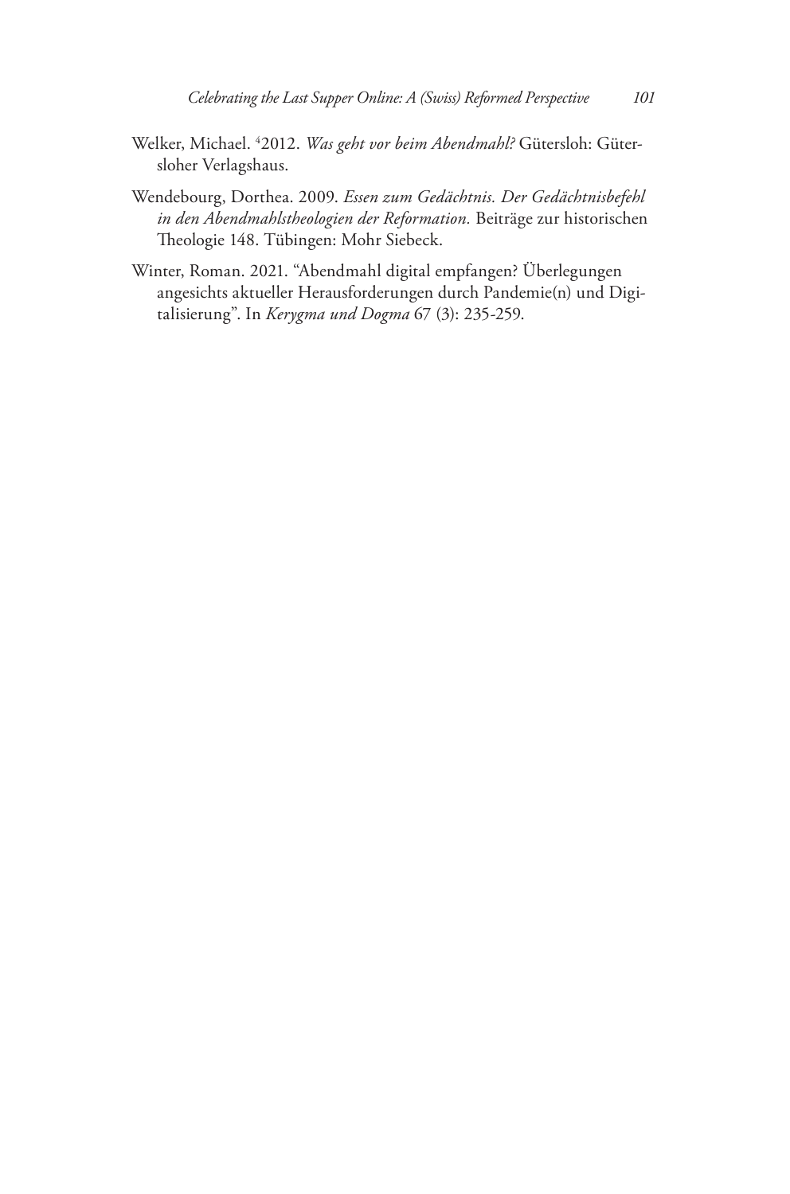Welker, Michael. [4]2012. *Was geht vor beim Abendmahl?* Gütersloh: Gütersloher Verlagshaus.

Wendebourg, Dorthea. 2009. *Essen zum Gedächtnis. Der Gedächtnisbefehl in den Abendmahlstheologien der Reformation.* Beiträge zur historischen Theologie 148. Tübingen: Mohr Siebeck.

Winter, Roman. 2021. "Abendmahl digital empfangen? Überlegungen angesichts aktueller Herausforderungen durch Pandemie(n) und Digitalisierung". In *Kerygma und Dogma* 67 (3): 235-259.